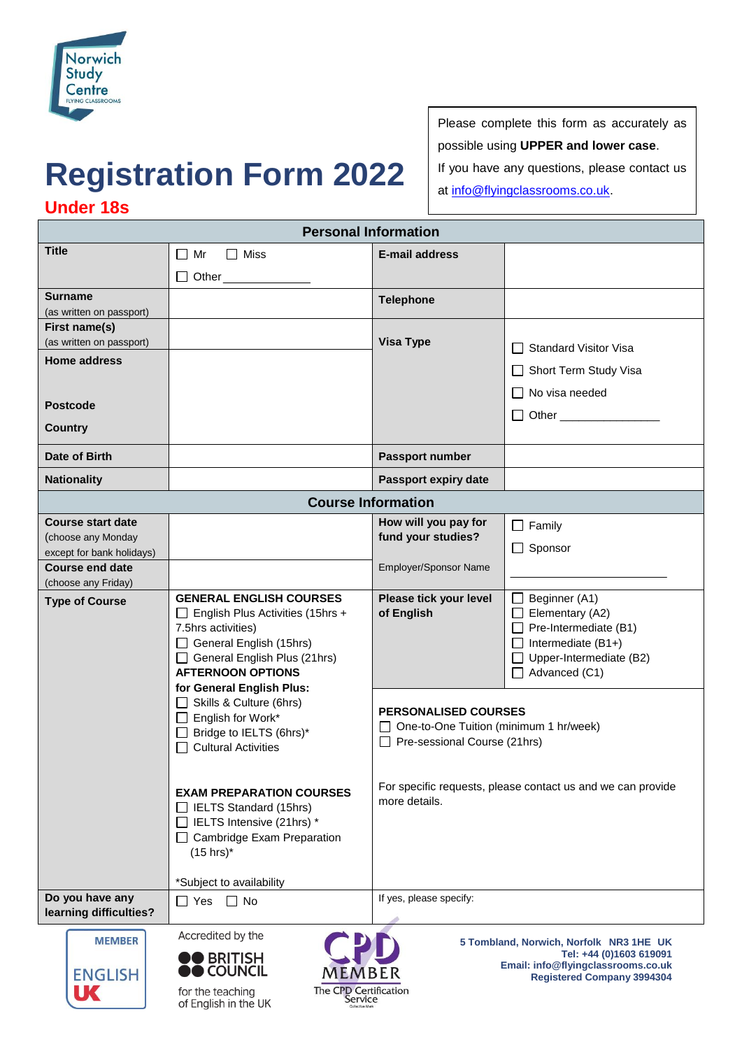Norwich Study Centre
FLYING CLASSROOMS

# Registration Form 2022

## Under 18s

Please complete this form as accurately as possible using **UPPER and lower case**.
If you have any questions, please contact us at info@flyingclassrooms.co.uk.

| Personal Information | | | |
|---|---|---|---|
| **Title** | ☐ Mr ☐ Miss ☐ Other \_\_\_\_\_\_\_\_\_\_ | **E-mail address** | |
| **Surname** (as written on passport) | | **Telephone** | |
| **First name(s)** (as written on passport) | | **Visa Type** | ☐ Standard Visitor Visa ☐ Short Term Study Visa ☐ No visa needed ☐ Other \_\_\_\_\_\_\_\_\_\_ |
| **Home address** **Postcode** **Country** | | | |
| **Date of Birth** | | **Passport number** | |
| **Nationality** | | **Passport expiry date** | |

| Course Information | | | |
|---|---|---|---|
| **Course start date** (choose any Monday except for bank holidays) | | **How will you pay for fund your studies?** | ☐ Family ☐ Sponsor |
| **Course end date** (choose any Friday) | | Employer/Sponsor Name | \_\_\_\_\_\_\_\_\_\_ |
| **Type of Course** | **GENERAL ENGLISH COURSES** ☐ English Plus Activities (15hrs + 7.5hrs activities) ☐ General English (15hrs) ☐ General English Plus (21hrs) **AFTERNOON OPTIONS for General English Plus:** ☐ Skills & Culture (6hrs) ☐ English for Work* ☐ Bridge to IELTS (6hrs)* ☐ Cultural Activities **EXAM PREPARATION COURSES** ☐ IELTS Standard (15hrs) ☐ IELTS Intensive (21hrs) * ☐ Cambridge Exam Preparation (15 hrs)* *Subject to availability | **Please tick your level of English** | ☐ Beginner (A1) ☐ Elementary (A2) ☐ Pre-Intermediate (B1) ☐ Intermediate (B1+) ☐ Upper-Intermediate (B2) ☐ Advanced (C1) |
| | | **PERSONALISED COURSES** ☐ One-to-One Tuition (minimum 1 hr/week) ☐ Pre-sessional Course (21hrs) For specific requests, please contact us and we can provide more details. | |
| **Do you have any learning difficulties?** | ☐ Yes ☐ No | If yes, please specify: | |

MEMBER ENGLISH UK

Accredited by the BRITISH COUNCIL for the teaching of English in the UK

CPD MEMBER The CPD Certification Service

**5 Tombland, Norwich, Norfolk NR3 1HE UK**
**Tel: +44 (0)1603 619091**
**Email: info@flyingclassrooms.co.uk**
**Registered Company 3994304**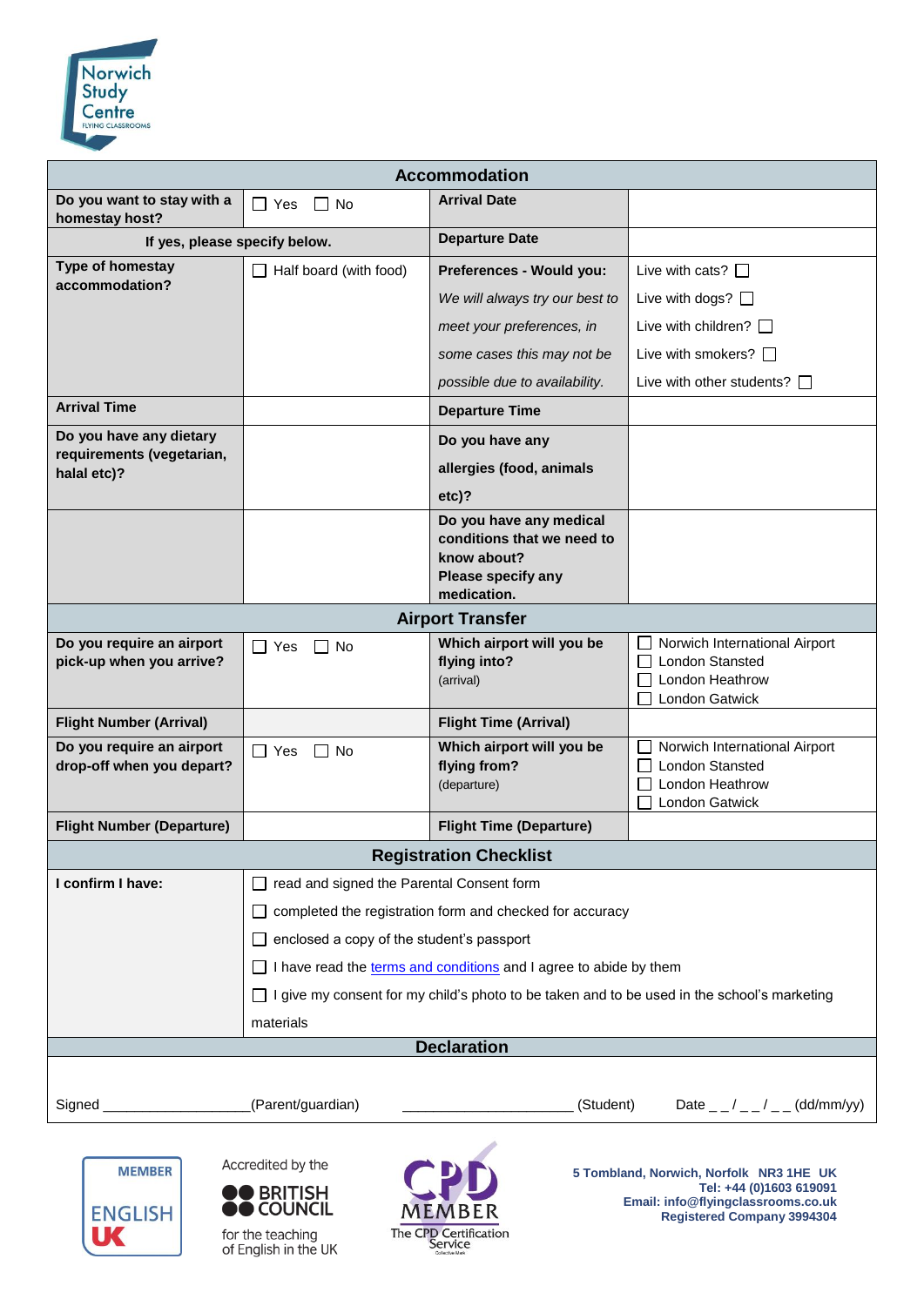Norwich Study Centre
FLYING CLASSROOMS

| Accommodation | | | |
|---|---|---|---|
| **Do you want to stay with a homestay host?** | ☐ Yes ☐ No | **Arrival Date** | |
| **If yes, please specify below.** | | **Departure Date** | |
| **Type of homestay accommodation?** | ☐ Half board (with food) | **Preferences - Would you:** *We will always try our best to meet your preferences, in some cases this may not be possible due to availability.* | Live with cats? ☐ Live with dogs? ☐ Live with children? ☐ Live with smokers? ☐ Live with other students? ☐ |
| **Arrival Time** | | **Departure Time** | |
| **Do you have any dietary requirements (vegetarian, halal etc)?** | | **Do you have any allergies (food, animals etc)?** | |
| | | **Do you have any medical conditions that we need to know about? Please specify any medication.** | |
| **Airport Transfer** | | | |
| **Do you require an airport pick-up when you arrive?** | ☐ Yes ☐ No | **Which airport will you be flying into?** (arrival) | ☐ Norwich International Airport ☐ London Stansted ☐ London Heathrow ☐ London Gatwick |
| **Flight Number (Arrival)** | | **Flight Time (Arrival)** | |
| **Do you require an airport drop-off when you depart?** | ☐ Yes ☐ No | **Which airport will you be flying from?** (departure) | ☐ Norwich International Airport ☐ London Stansted ☐ London Heathrow ☐ London Gatwick |
| **Flight Number (Departure)** | | **Flight Time (Departure)** | |
| **Registration Checklist** | | | |
| **I confirm I have:** | ☐ read and signed the Parental Consent form ☐ completed the registration form and checked for accuracy ☐ enclosed a copy of the student's passport ☐ I have read the terms and conditions and I agree to abide by them ☐ I give my consent for my child's photo to be taken and to be used in the school's marketing materials | | |

**Declaration**

Signed ___________________(Parent/guardian) ______________________ (Student) Date _ _ / _ _ / _ _ (dd/mm/yy)

MEMBER ENGLISH UK

Accredited by the BRITISH COUNCIL for the teaching of English in the UK

CPD MEMBER The CPD Certification Service

**5 Tombland, Norwich, Norfolk NR3 1HE UK**
**Tel: +44 (0)1603 619091**
**Email: info@flyingclassrooms.co.uk**
**Registered Company 3994304**